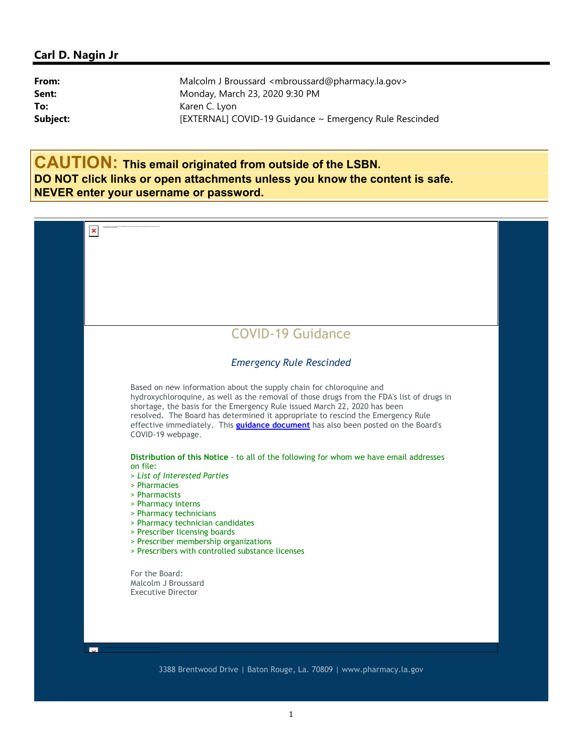## Carl D. Nagin Jr

**From:** Malcolm J Broussard <mbroussard@pharmacy.la.gov>
**Sent:** Monday, March 23, 2020 9:30 PM
**To:** Karen C. Lyon
**Subject:** [EXTERNAL] COVID-19 Guidance ~ Emergency Rule Rescinded

**CAUTION: This email originated from outside of the LSBN.**
**DO NOT click links or open attachments unless you know the content is safe.**
**NEVER enter your username or password.**

---

# COVID-19 Guidance

### *Emergency Rule Rescinded*

Based on new information about the supply chain for chloroquine and hydroxychloroquine, as well as the removal of those drugs from the FDA's list of drugs in shortage, the basis for the Emergency Rule issued March 22, 2020 has been resolved. The Board has determined it appropriate to rescind the Emergency Rule effective immediately. This **guidance document** has also been posted on the Board's COVID-19 webpage.

**Distribution of this Notice** - to all of the following for whom we have email addresses on file:
> *List of Interested Parties*
> Pharmacies
> Pharmacists
> Pharmacy interns
> Pharmacy technicians
> Pharmacy technician candidates
> Prescriber licensing boards
> Prescriber membership organizations
> Prescribers with controlled substance licenses

For the Board:
Malcolm J Broussard
Executive Director

3388 Brentwood Drive | Baton Rouge, La. 70809 | www.pharmacy.la.gov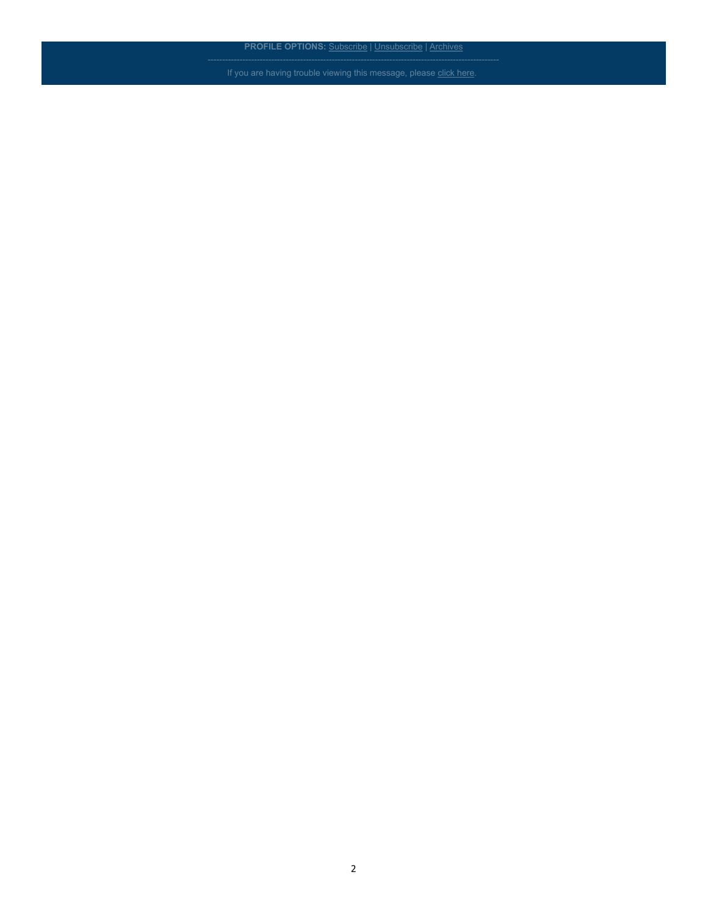**PROFILE OPTIONS:** Subscribe | Unsubscribe | Archives

---

If you are having trouble viewing this message, please click here.